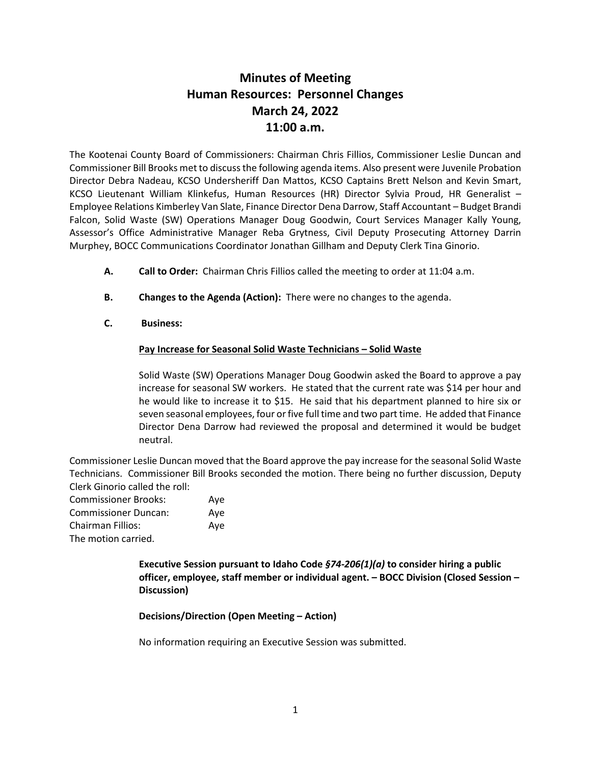# Minutes of Meeting
# Human Resources: Personnel Changes
# March 24, 2022
# 11:00 a.m.

The Kootenai County Board of Commissioners: Chairman Chris Fillios, Commissioner Leslie Duncan and Commissioner Bill Brooks met to discuss the following agenda items. Also present were Juvenile Probation Director Debra Nadeau, KCSO Undersheriff Dan Mattos, KCSO Captains Brett Nelson and Kevin Smart, KCSO Lieutenant William Klinkefus, Human Resources (HR) Director Sylvia Proud, HR Generalist – Employee Relations Kimberley Van Slate, Finance Director Dena Darrow, Staff Accountant – Budget Brandi Falcon, Solid Waste (SW) Operations Manager Doug Goodwin, Court Services Manager Kally Young, Assessor's Office Administrative Manager Reba Grytness, Civil Deputy Prosecuting Attorney Darrin Murphey, BOCC Communications Coordinator Jonathan Gillham and Deputy Clerk Tina Ginorio.

**A. Call to Order:** Chairman Chris Fillios called the meeting to order at 11:04 a.m.

**B. Changes to the Agenda (Action):** There were no changes to the agenda.

**C. Business:**

**Pay Increase for Seasonal Solid Waste Technicians – Solid Waste**

Solid Waste (SW) Operations Manager Doug Goodwin asked the Board to approve a pay increase for seasonal SW workers. He stated that the current rate was $14 per hour and he would like to increase it to $15. He said that his department planned to hire six or seven seasonal employees, four or five full time and two part time. He added that Finance Director Dena Darrow had reviewed the proposal and determined it would be budget neutral.

Commissioner Leslie Duncan moved that the Board approve the pay increase for the seasonal Solid Waste Technicians. Commissioner Bill Brooks seconded the motion. There being no further discussion, Deputy Clerk Ginorio called the roll:

Commissioner Brooks: Aye
Commissioner Duncan: Aye
Chairman Fillios: Aye
The motion carried.

**Executive Session pursuant to Idaho Code *§74-206(1)(a)* to consider hiring a public officer, employee, staff member or individual agent. – BOCC Division (Closed Session – Discussion)**

**Decisions/Direction (Open Meeting – Action)**

No information requiring an Executive Session was submitted.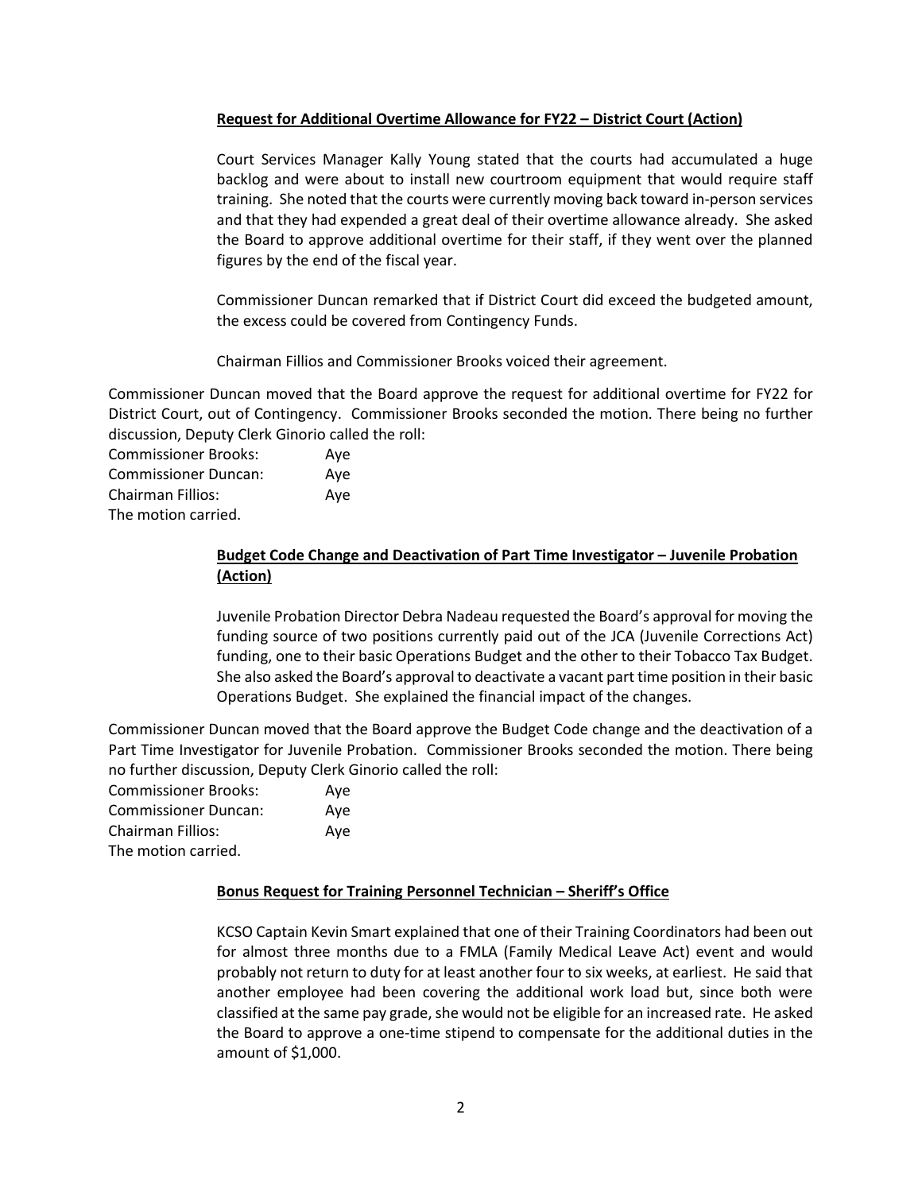**Request for Additional Overtime Allowance for FY22 – District Court (Action)**

Court Services Manager Kally Young stated that the courts had accumulated a huge backlog and were about to install new courtroom equipment that would require staff training. She noted that the courts were currently moving back toward in-person services and that they had expended a great deal of their overtime allowance already. She asked the Board to approve additional overtime for their staff, if they went over the planned figures by the end of the fiscal year.

Commissioner Duncan remarked that if District Court did exceed the budgeted amount, the excess could be covered from Contingency Funds.

Chairman Fillios and Commissioner Brooks voiced their agreement.

Commissioner Duncan moved that the Board approve the request for additional overtime for FY22 for District Court, out of Contingency. Commissioner Brooks seconded the motion. There being no further discussion, Deputy Clerk Ginorio called the roll:

Commissioner Brooks: Aye
Commissioner Duncan: Aye
Chairman Fillios: Aye
The motion carried.

**Budget Code Change and Deactivation of Part Time Investigator – Juvenile Probation (Action)**

Juvenile Probation Director Debra Nadeau requested the Board's approval for moving the funding source of two positions currently paid out of the JCA (Juvenile Corrections Act) funding, one to their basic Operations Budget and the other to their Tobacco Tax Budget. She also asked the Board's approval to deactivate a vacant part time position in their basic Operations Budget. She explained the financial impact of the changes.

Commissioner Duncan moved that the Board approve the Budget Code change and the deactivation of a Part Time Investigator for Juvenile Probation. Commissioner Brooks seconded the motion. There being no further discussion, Deputy Clerk Ginorio called the roll:

Commissioner Brooks: Aye
Commissioner Duncan: Aye
Chairman Fillios: Aye
The motion carried.

**Bonus Request for Training Personnel Technician – Sheriff's Office**

KCSO Captain Kevin Smart explained that one of their Training Coordinators had been out for almost three months due to a FMLA (Family Medical Leave Act) event and would probably not return to duty for at least another four to six weeks, at earliest. He said that another employee had been covering the additional work load but, since both were classified at the same pay grade, she would not be eligible for an increased rate. He asked the Board to approve a one-time stipend to compensate for the additional duties in the amount of $1,000.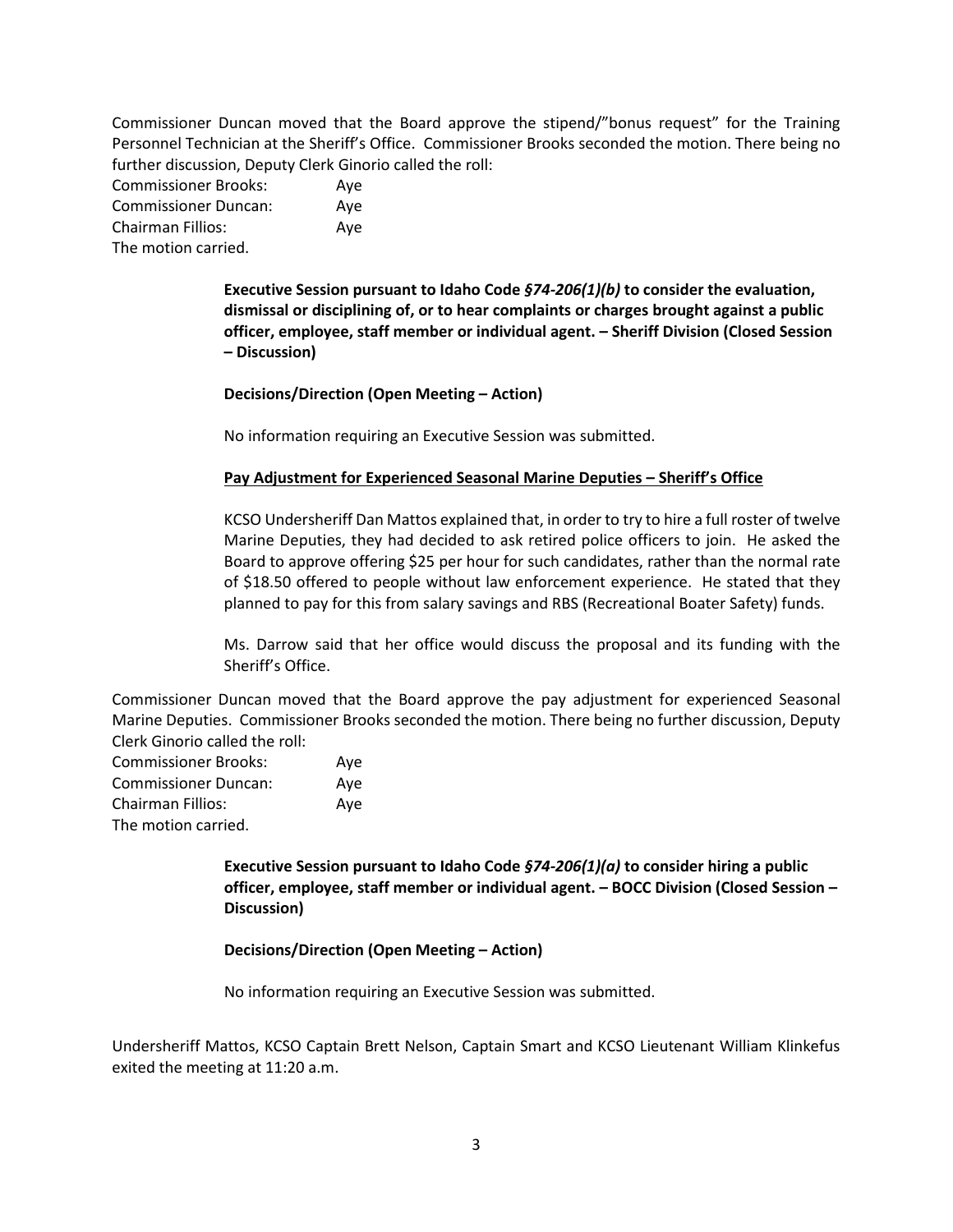Commissioner Duncan moved that the Board approve the stipend/"bonus request" for the Training Personnel Technician at the Sheriff's Office. Commissioner Brooks seconded the motion. There being no further discussion, Deputy Clerk Ginorio called the roll:

Commissioner Brooks: Aye
Commissioner Duncan: Aye
Chairman Fillios: Aye
The motion carried.

**Executive Session pursuant to Idaho Code *§74-206(1)(b)* to consider the evaluation, dismissal or disciplining of, or to hear complaints or charges brought against a public officer, employee, staff member or individual agent. – Sheriff Division (Closed Session – Discussion)**

**Decisions/Direction (Open Meeting – Action)**

No information requiring an Executive Session was submitted.

**<u>Pay Adjustment for Experienced Seasonal Marine Deputies – Sheriff's Office</u>**

KCSO Undersheriff Dan Mattos explained that, in order to try to hire a full roster of twelve Marine Deputies, they had decided to ask retired police officers to join. He asked the Board to approve offering $25 per hour for such candidates, rather than the normal rate of $18.50 offered to people without law enforcement experience. He stated that they planned to pay for this from salary savings and RBS (Recreational Boater Safety) funds.

Ms. Darrow said that her office would discuss the proposal and its funding with the Sheriff's Office.

Commissioner Duncan moved that the Board approve the pay adjustment for experienced Seasonal Marine Deputies. Commissioner Brooks seconded the motion. There being no further discussion, Deputy Clerk Ginorio called the roll:

Commissioner Brooks: Aye
Commissioner Duncan: Aye
Chairman Fillios: Aye
The motion carried.

**Executive Session pursuant to Idaho Code *§74-206(1)(a)* to consider hiring a public officer, employee, staff member or individual agent. – BOCC Division (Closed Session – Discussion)**

**Decisions/Direction (Open Meeting – Action)**

No information requiring an Executive Session was submitted.

Undersheriff Mattos, KCSO Captain Brett Nelson, Captain Smart and KCSO Lieutenant William Klinkefus exited the meeting at 11:20 a.m.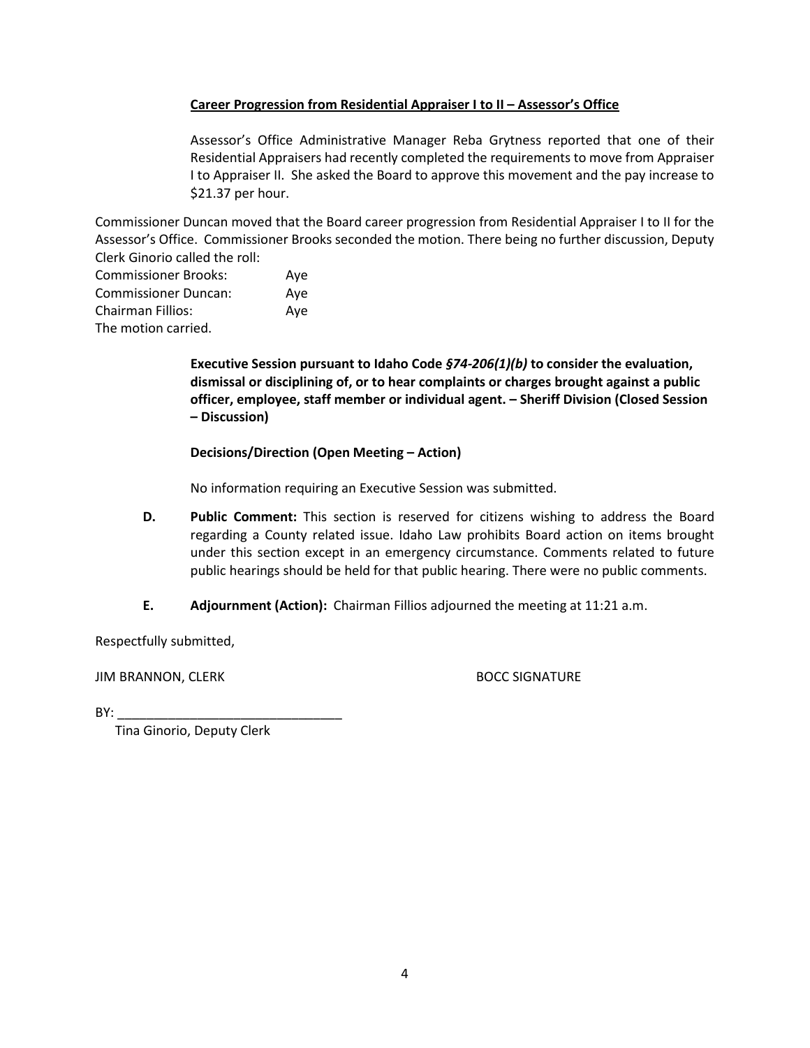**Career Progression from Residential Appraiser I to II – Assessor's Office**

Assessor's Office Administrative Manager Reba Grytness reported that one of their Residential Appraisers had recently completed the requirements to move from Appraiser I to Appraiser II. She asked the Board to approve this movement and the pay increase to $21.37 per hour.

Commissioner Duncan moved that the Board career progression from Residential Appraiser I to II for the Assessor's Office. Commissioner Brooks seconded the motion. There being no further discussion, Deputy Clerk Ginorio called the roll:

| | |
|---|---|
| Commissioner Brooks: | Aye |
| Commissioner Duncan: | Aye |
| Chairman Fillios: | Aye |

The motion carried.

**Executive Session pursuant to Idaho Code *§74-206(1)(b)* to consider the evaluation, dismissal or disciplining of, or to hear complaints or charges brought against a public officer, employee, staff member or individual agent. – Sheriff Division (Closed Session – Discussion)**

**Decisions/Direction (Open Meeting – Action)**

No information requiring an Executive Session was submitted.

**D. Public Comment:** This section is reserved for citizens wishing to address the Board regarding a County related issue. Idaho Law prohibits Board action on items brought under this section except in an emergency circumstance. Comments related to future public hearings should be held for that public hearing. There were no public comments.

**E. Adjournment (Action):** Chairman Fillios adjourned the meeting at 11:21 a.m.

Respectfully submitted,

JIM BRANNON, CLERK

BOCC SIGNATURE

BY: ______________________________

Tina Ginorio, Deputy Clerk